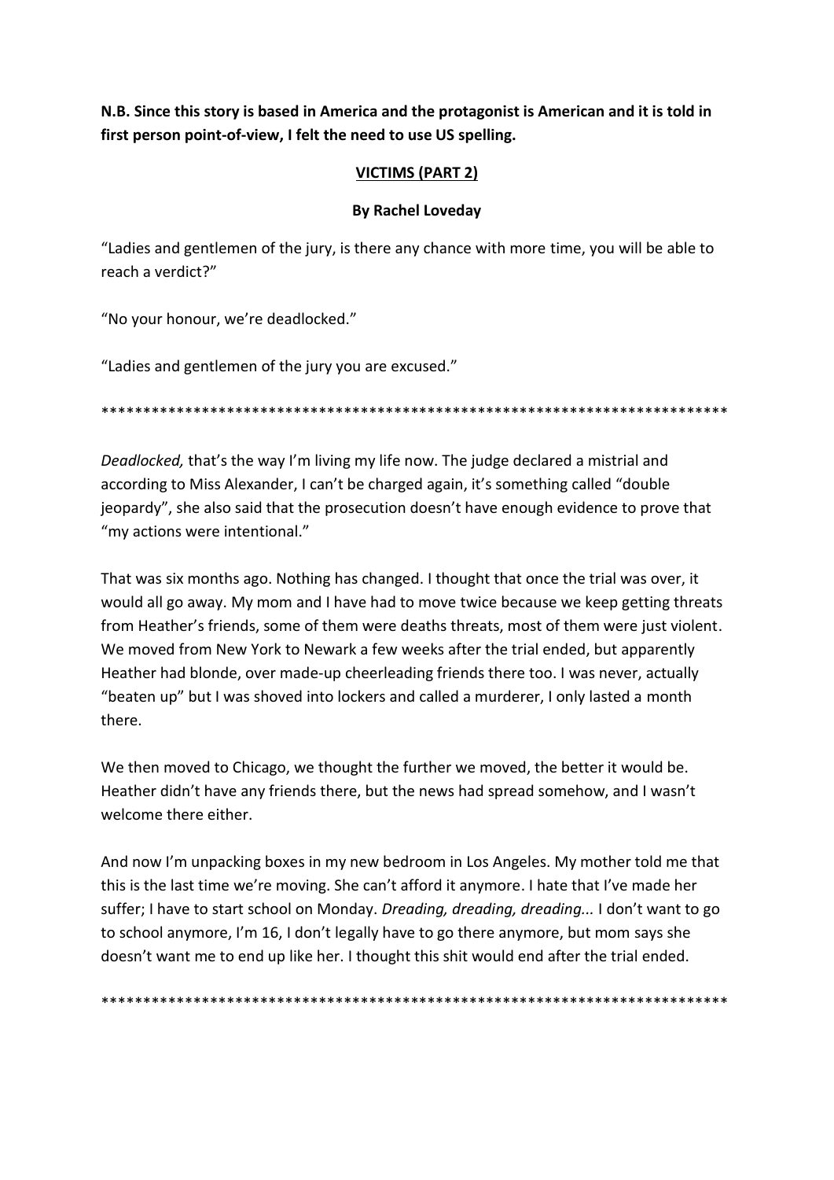**N.B. Since this story is based in America and the protagonist is American and it is told in first person point-of-view, I felt the need to use US spelling.**

**VICTIMS (PART 2)**

**By Rachel Loveday**

"Ladies and gentlemen of the jury, is there any chance with more time, you will be able to reach a verdict?"

"No your honour, we're deadlocked."

"Ladies and gentlemen of the jury you are excused."

***************************************************************************

*Deadlocked,* that's the way I'm living my life now. The judge declared a mistrial and according to Miss Alexander, I can't be charged again, it's something called "double jeopardy", she also said that the prosecution doesn't have enough evidence to prove that "my actions were intentional."

That was six months ago. Nothing has changed. I thought that once the trial was over, it would all go away. My mom and I have had to move twice because we keep getting threats from Heather's friends, some of them were deaths threats, most of them were just violent. We moved from New York to Newark a few weeks after the trial ended, but apparently Heather had blonde, over made-up cheerleading friends there too. I was never, actually "beaten up" but I was shoved into lockers and called a murderer, I only lasted a month there.

We then moved to Chicago, we thought the further we moved, the better it would be. Heather didn't have any friends there, but the news had spread somehow, and I wasn't welcome there either.

And now I'm unpacking boxes in my new bedroom in Los Angeles. My mother told me that this is the last time we're moving. She can't afford it anymore. I hate that I've made her suffer; I have to start school on Monday. *Dreading, dreading, dreading...* I don't want to go to school anymore, I'm 16, I don't legally have to go there anymore, but mom says she doesn't want me to end up like her. I thought this shit would end after the trial ended.

***************************************************************************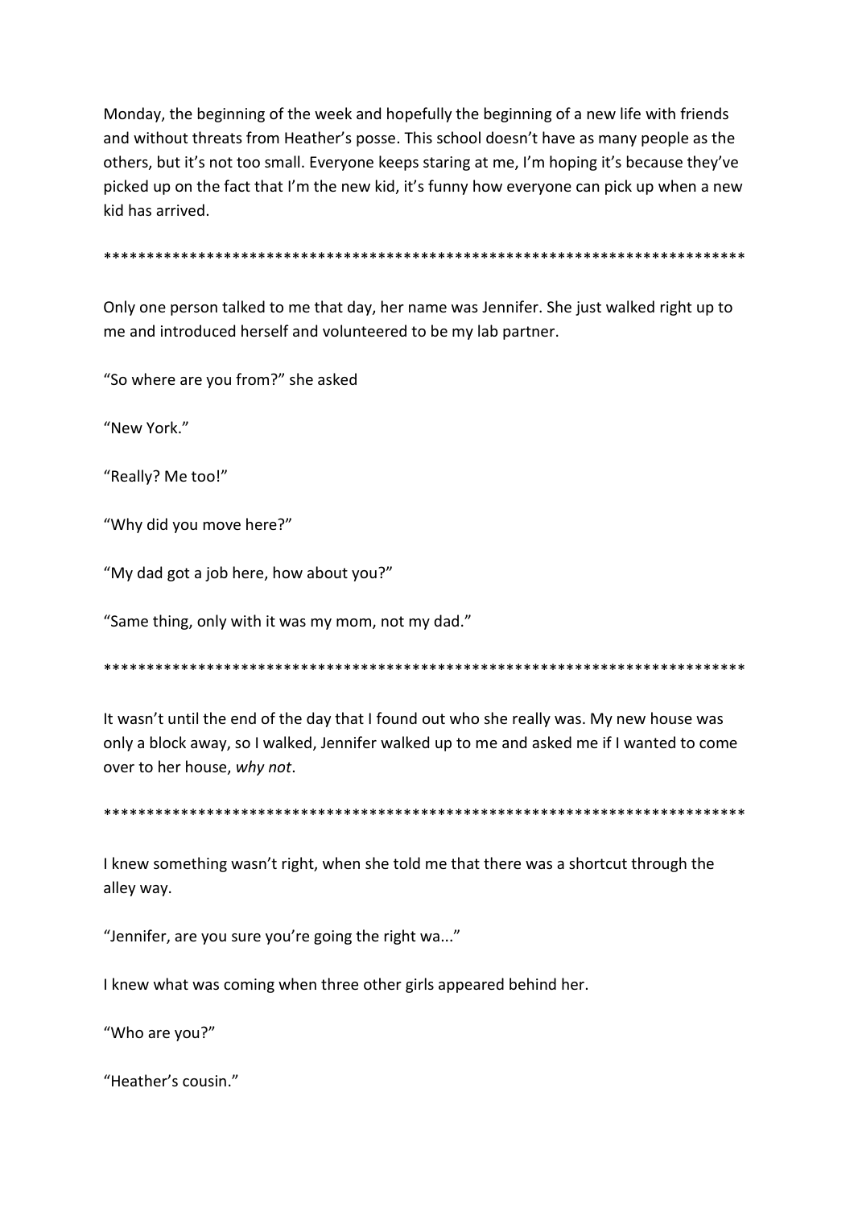Monday, the beginning of the week and hopefully the beginning of a new life with friends and without threats from Heather's posse. This school doesn't have as many people as the others, but it's not too small. Everyone keeps staring at me, I'm hoping it's because they've picked up on the fact that I'm the new kid, it's funny how everyone can pick up when a new kid has arrived.

\*\*\*\*\*\*\*\*\*\*\*\*\*\*\*\*\*\*\*\*\*\*\*\*\*\*\*\*\*\*\*\*\*\*\*\*\*\*\*\*\*\*\*\*\*\*\*\*\*\*\*\*\*\*\*\*\*\*\*\*\*\*\*\*\*\*\*\*\*\*\*\*\*\*\*\*\*\*

Only one person talked to me that day, her name was Jennifer. She just walked right up to me and introduced herself and volunteered to be my lab partner.

"So where are you from?" she asked

"New York."

"Really? Me too!"

"Why did you move here?"

"My dad got a job here, how about you?"

"Same thing, only with it was my mom, not my dad."

\*\*\*\*\*\*\*\*\*\*\*\*\*\*\*\*\*\*\*\*\*\*\*\*\*\*\*\*\*\*\*\*\*\*\*\*\*\*\*\*\*\*\*\*\*\*\*\*\*\*\*\*\*\*\*\*\*\*\*\*\*\*\*\*\*\*\*\*\*\*\*\*\*\*\*\*\*\*

It wasn't until the end of the day that I found out who she really was. My new house was only a block away, so I walked, Jennifer walked up to me and asked me if I wanted to come over to her house, *why not*.

\*\*\*\*\*\*\*\*\*\*\*\*\*\*\*\*\*\*\*\*\*\*\*\*\*\*\*\*\*\*\*\*\*\*\*\*\*\*\*\*\*\*\*\*\*\*\*\*\*\*\*\*\*\*\*\*\*\*\*\*\*\*\*\*\*\*\*\*\*\*\*\*\*\*\*\*\*\*

I knew something wasn't right, when she told me that there was a shortcut through the alley way.

"Jennifer, are you sure you're going the right wa..."

I knew what was coming when three other girls appeared behind her.

"Who are you?"

"Heather's cousin."